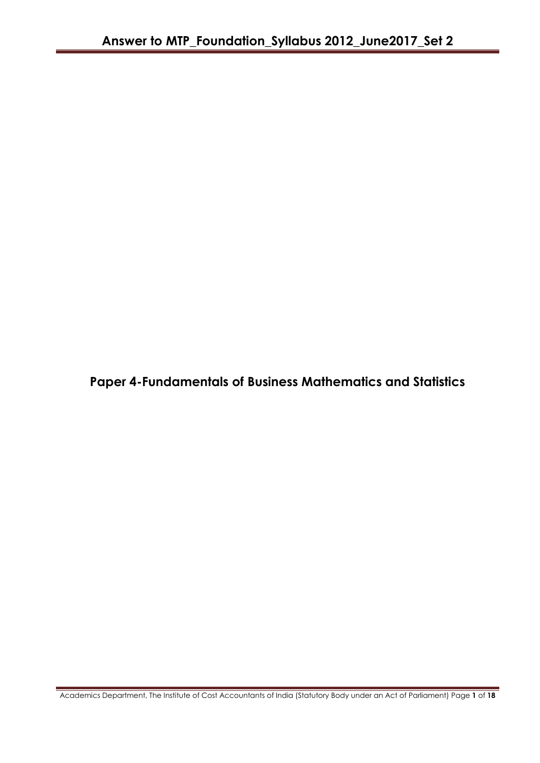# Paper 4-Fundamentals of Business Mathematics and Statistics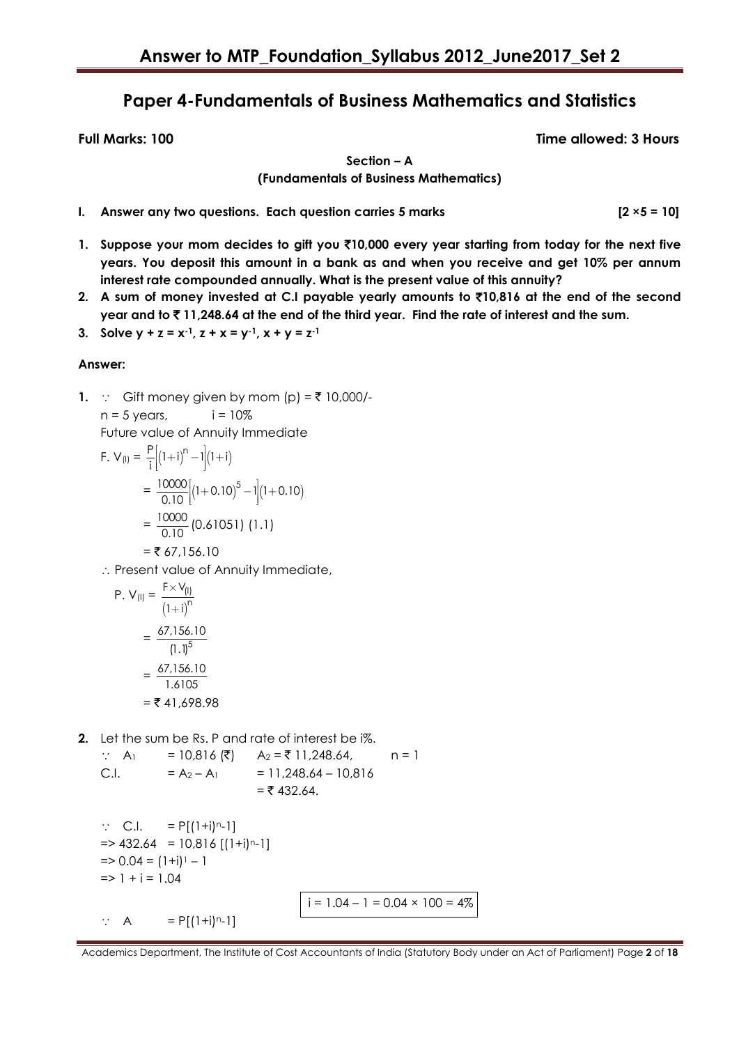# Paper 4-Fundamentals of Business Mathematics and Statistics

**Full Marks: 100** **Time allowed: 3 Hours**

**Section – A**
**(Fundamentals of Business Mathematics)**

**I. Answer any two questions. Each question carries 5 marks** **[2 ×5 = 10]**

1. **Suppose your mom decides to gift you ₹10,000 every year starting from today for the next five years. You deposit this amount in a bank as and when you receive and get 10% per annum interest rate compounded annually. What is the present value of this annuity?**
2. **A sum of money invested at C.I payable yearly amounts to ₹10,816 at the end of the second year and to ₹ 11,248.64 at the end of the third year. Find the rate of interest and the sum.**
3. **Solve $y + z = x^{-1}$, $z + x = y^{-1}$, $x + y = z^{-1}$**

**Answer:**

**1.** $\because$ Gift money given by mom (p) = ₹ 10,000/-

$n$ = 5 years, $i$ = 10%

Future value of Annuity Immediate

$$F.\ V_{(I)} = \frac{P}{i}\left[(1+i)^n - 1\right](1+i)$$

$$= \frac{10000}{0.10}\left[(1+0.10)^5 - 1\right](1+0.10)$$

$$= \frac{10000}{0.10}(0.61051)\ (1.1)$$

$$= ₹\ 67,156.10$$

$\therefore$ Present value of Annuity Immediate,

$$P.\ V_{(I)} = \frac{F \times V_{(I)}}{(1+i)^n}$$

$$= \frac{67,156.10}{(1.1)^5}$$

$$= \frac{67,156.10}{1.6105}$$

$$= ₹\ 41,698.98$$

**2.** Let the sum be Rs. P and rate of interest be i%.

$\because$ $A_1$ = 10,816 (₹) $A_2$ = ₹ 11,248.64, n = 1

C.I. = $A_2 - A_1$ = 11,248.64 – 10,816

= ₹ 432.64.

$\because$ C.I. $= P[(1+i)^n - 1]$

$\Rightarrow 432.64 = 10,816\ [(1+i)^n - 1]$

$\Rightarrow 0.04 = (1+i)^1 - 1$

$\Rightarrow 1 + i = 1.04$

$i = 1.04 - 1 = 0.04 \times 100 = 4\%$

$\because$ A $= P[(1+i)^n - 1]$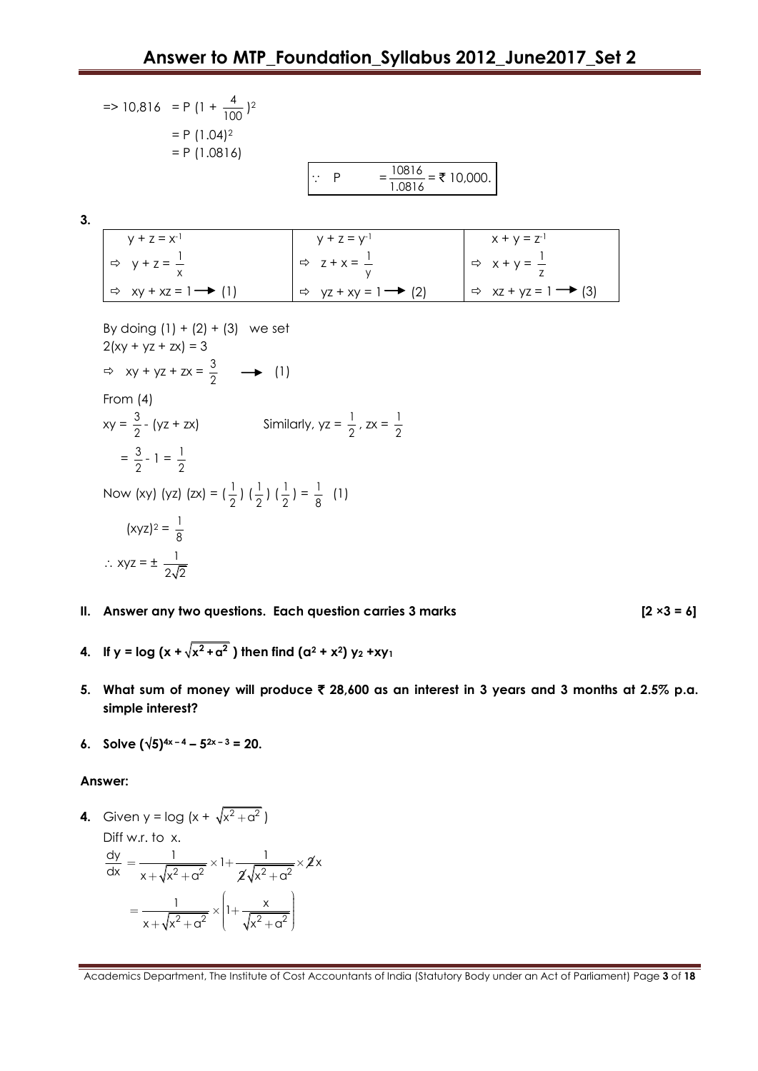$$=> 10,816 = P\left(1 + \frac{4}{100}\right)^2$$

$$= P\,(1.04)^2$$

$$= P\,(1.0816)$$

$$\because \quad P = \frac{10816}{1.0816} = ₹\ 10,000.$$

**3.**

| $y + z = x^{-1}$ | $y + z = y^{-1}$ | $x + y = z^{-1}$ |
|---|---|---|
| $\Rightarrow \ y + z = \frac{1}{x}$ | $\Rightarrow \ z + x = \frac{1}{y}$ | $\Rightarrow \ x + y = \frac{1}{z}$ |
| $\Rightarrow \ xy + xz = 1 \rightarrow (1)$ | $\Rightarrow \ yz + xy = 1 \rightarrow (2)$ | $\Rightarrow \ xz + yz = 1 \rightarrow (3)$ |

By doing (1) + (2) + (3) we set

$2(xy + yz + zx) = 3$

$\Rightarrow \ xy + yz + zx = \frac{3}{2} \quad \rightarrow \ (1)$

From (4)

$xy = \frac{3}{2} - (yz + zx) \qquad$ Similarly, $yz = \frac{1}{2}$, $zx = \frac{1}{2}$

$= \frac{3}{2} - 1 = \frac{1}{2}$

Now $(xy)\,(yz)\,(zx) = \left(\frac{1}{2}\right)\left(\frac{1}{2}\right)\left(\frac{1}{2}\right) = \frac{1}{8} \quad (1)$

$(xyz)^2 = \frac{1}{8}$

$\therefore \ xyz = \pm \frac{1}{2\sqrt{2}}$

**II. Answer any two questions. Each question carries 3 marks** **[2 ×3 = 6]**

**4. If $y = \log\left(x + \sqrt{x^2 + a^2}\right)$ then find $(a^2 + x^2)\,y_2 + xy_1$**

**5. What sum of money will produce ₹ 28,600 as an interest in 3 years and 3 months at 2.5% p.a. simple interest?**

**6. Solve $(\sqrt{5})^{4x-4} - 5^{2x-3} = 20$.**

**Answer:**

**4.** Given $y = \log\left(x + \sqrt{x^2 + a^2}\right)$

Diff w.r.t. to x.

$$\frac{dy}{dx} = \frac{1}{x + \sqrt{x^2 + a^2}} \times 1 + \frac{1}{2\sqrt{x^2 + a^2}} \times 2x$$

$$= \frac{1}{x + \sqrt{x^2 + a^2}} \times \left(1 + \frac{x}{\sqrt{x^2 + a^2}}\right)$$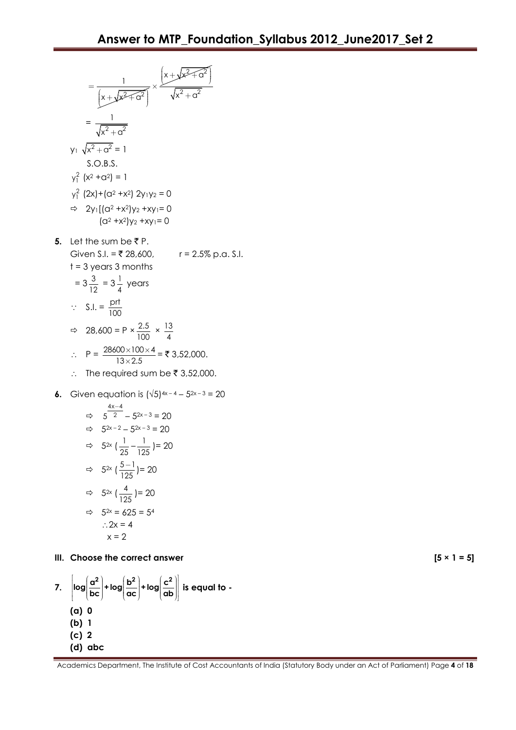$$= \frac{1}{\left(x+\sqrt{x^2+a^2}\right)} \times \frac{\left(x+\sqrt{x^2+a^2}\right)}{\sqrt{x^2+a^2}}$$

$$= \frac{1}{\sqrt{x^2+a^2}}$$

$y_1 \sqrt{x^2+a^2} = 1$

S.O.B.S.

$y_1^2 (x^2 + a^2) = 1$

$y_1^2 (2x) + (a^2 + x^2)\, 2y_1y_2 = 0$

$\Rightarrow 2y_1[(a^2 + x^2)y_2 + xy_1 = 0$

$(a^2 + x^2)y_2 + xy_1 = 0$

**5.** Let the sum be ₹ P.

Given S.I. = ₹ 28,600, $\quad r = 2.5\%$ p.a. S.I.

t = 3 years 3 months

$= 3\frac{3}{12} = 3\frac{1}{4}$ years

$\because$ S.I. $= \frac{prt}{100}$

$\Rightarrow 28{,}600 = P \times \frac{2.5}{100} \times \frac{13}{4}$

$\therefore P = \frac{28600 \times 100 \times 4}{13 \times 2.5}$ = ₹ 3,52,000.

$\therefore$ The required sum be ₹ 3,52,000.

**6.** Given equation is $(\sqrt{5})^{4x-4} - 5^{2x-3} = 20$

$\Rightarrow 5^{\frac{4x-4}{2}} - 5^{2x-3} = 20$

$\Rightarrow 5^{2x-2} - 5^{2x-3} = 20$

$\Rightarrow 5^{2x}\left(\frac{1}{25} - \frac{1}{125}\right) = 20$

$\Rightarrow 5^{2x}\left(\frac{5-1}{125}\right) = 20$

$\Rightarrow 5^{2x}\left(\frac{4}{125}\right) = 20$

$\Rightarrow 5^{2x} = 625 = 5^4$

$\therefore 2x = 4$

$x = 2$

### III. Choose the correct answer [5 × 1 = 5]

**7.** $\left[\log\left(\frac{a^2}{bc}\right) + \log\left(\frac{b^2}{ac}\right) + \log\left(\frac{c^2}{ab}\right)\right]$ **is equal to -**

**(a) 0**
**(b) 1**
**(c) 2**
**(d) abc**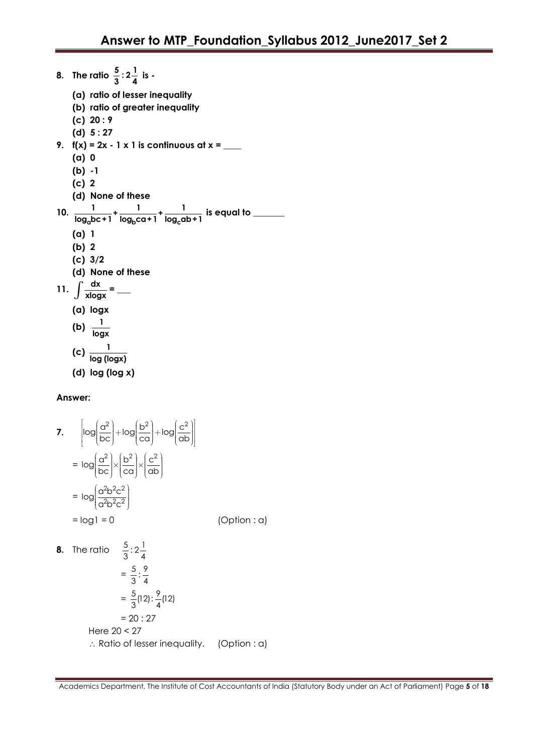**8. The ratio $\frac{5}{3} : 2\frac{1}{4}$ is -**

**(a) ratio of lesser inequality**

**(b) ratio of greater inequality**

**(c) 20 : 9**

**(d) 5 : 27**

**9. f(x) = 2x - 1 x 1 is continuous at x = ____**

**(a) 0**

**(b) -1**

**(c) 2**

**(d) None of these**

**10.** $\frac{1}{\log_a bc + 1} + \frac{1}{\log_b ca + 1} + \frac{1}{\log_c ab + 1}$ **is equal to _______**

**(a) 1**

**(b) 2**

**(c) 3/2**

**(d) None of these**

**11.** $\int \frac{dx}{x \log x} =$ ___

**(a) logx**

**(b)** $\frac{1}{\log x}$

**(c)** $\frac{1}{\log(\log x)}$

**(d) log (log x)**

**Answer:**

**7.** $\left[\log\left(\frac{a^2}{bc}\right) + \log\left(\frac{b^2}{ca}\right) + \log\left(\frac{c^2}{ab}\right)\right]$

$= \log\left(\frac{a^2}{bc}\right) \times \left(\frac{b^2}{ca}\right) \times \left(\frac{c^2}{ab}\right)$

$= \log\left(\frac{a^2b^2c^2}{a^2b^2c^2}\right)$

$= \log 1 = 0$ (Option : a)

**8.** The ratio $\frac{5}{3} : 2\frac{1}{4}$

$= \frac{5}{3} : \frac{9}{4}$

$= \frac{5}{3}(12) : \frac{9}{4}(12)$

$= 20 : 27$

Here 20 < 27

$\therefore$ Ratio of lesser inequality. (Option : a)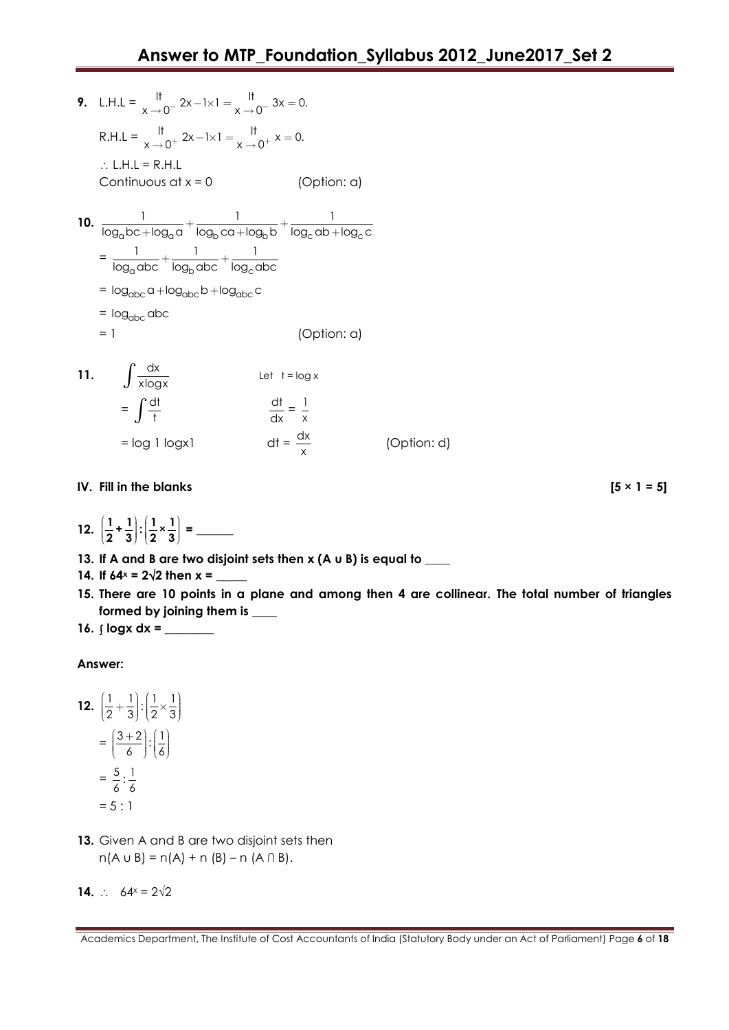**9.** L.H.L = $\underset{x \to 0^-}{\text{lt}} 2x - 1 \times 1 = \underset{x \to 0^-}{\text{lt}} 3x = 0.$

R.H.L = $\underset{x \to 0^+}{\text{lt}} 2x - 1 \times 1 = \underset{x \to 0^+}{\text{lt}} x = 0.$

$\therefore$ L.H.L = R.H.L

Continuous at x = 0 (Option: a)

**10.** $\frac{1}{\log_a bc + \log_a a} + \frac{1}{\log_b ca + \log_b b} + \frac{1}{\log_c ab + \log_c c}$

= $\frac{1}{\log_a abc} + \frac{1}{\log_b abc} + \frac{1}{\log_c abc}$

= $\log_{abc} a + \log_{abc} b + \log_{abc} c$

= $\log_{abc} abc$

= 1 (Option: a)

**11.** $\int \frac{dx}{x \log x}$ Let $t = \log x$

= $\int \frac{dt}{t}$ $\frac{dt}{dx} = \frac{1}{x}$

= log 1 logx1 $dt = \frac{dx}{x}$ (Option: d)

**IV. Fill in the blanks** **[5 × 1 = 5]**

**12.** $\left(\frac{1}{2} + \frac{1}{3}\right) : \left(\frac{1}{2} \times \frac{1}{3}\right)$ **= ______**

**13. If A and B are two disjoint sets then x (A ∪ B) is equal to ____**

**14. If $64^x = 2\sqrt{2}$ then x = _____**

**15. There are 10 points in a plane and among then 4 are collinear. The total number of triangles formed by joining them is ____**

**16. ∫ logx dx = ________**

**Answer:**

**12.** $\left(\frac{1}{2} + \frac{1}{3}\right) : \left(\frac{1}{2} \times \frac{1}{3}\right)$

= $\left(\frac{3+2}{6}\right) : \left(\frac{1}{6}\right)$

= $\frac{5}{6} : \frac{1}{6}$

= 5 : 1

**13.** Given A and B are two disjoint sets then
n(A ∪ B) = n(A) + n (B) – n (A ∩ B).

**14.** $\therefore$ $64^x = 2\sqrt{2}$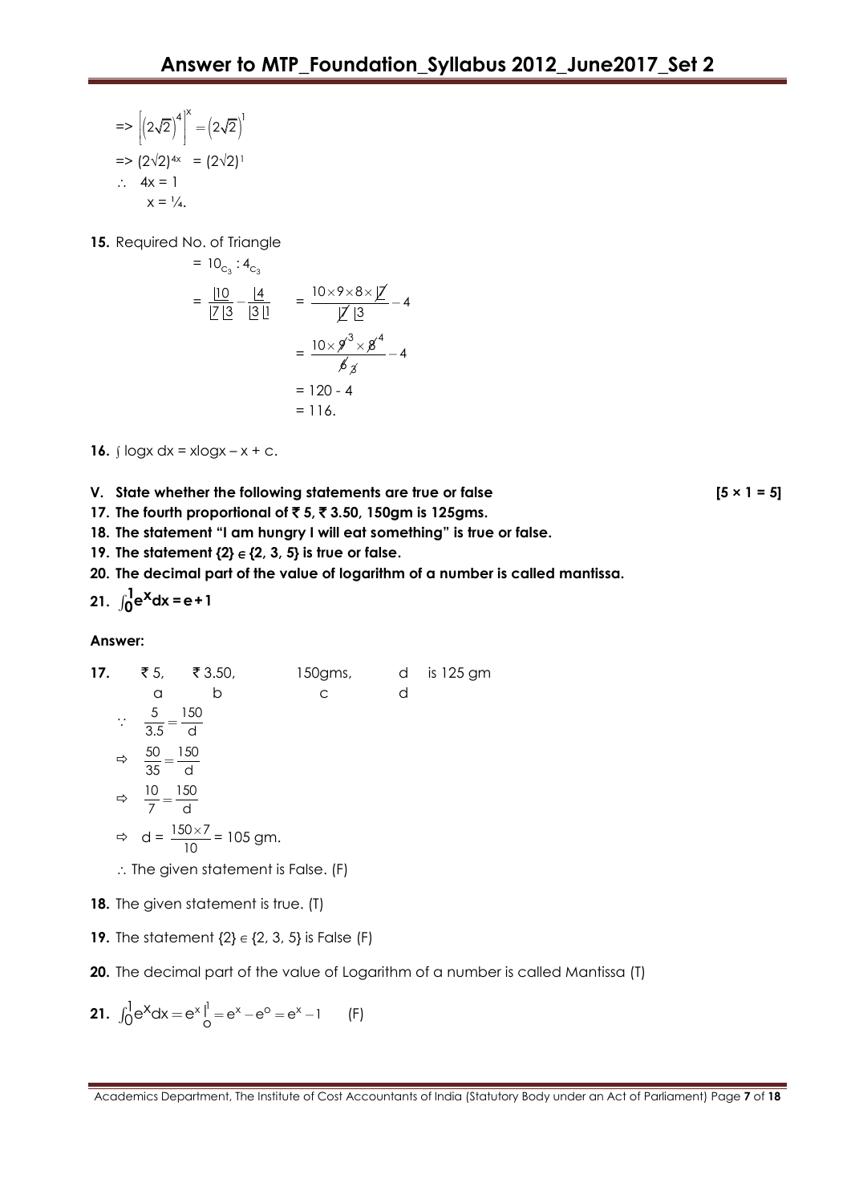$$\Rightarrow \left[\left(2\sqrt{2}\right)^4\right]^x = \left(2\sqrt{2}\right)^1$$

$$\Rightarrow (2\sqrt{2})^{4x} = (2\sqrt{2})^1$$

$\therefore$ $4x = 1$

$x = \frac{1}{4}$.

**15.** Required No. of Triangle

$$= 10_{C_3} : 4_{C_3}$$

$$= \frac{\underline{|10}}{\underline{|7}\,\underline{|3}} - \frac{\underline{|4}}{\underline{|3}\,\underline{|1}} = \frac{10 \times 9 \times 8 \times \underline{|7}}{\underline{|7}\,\underline{|3}} - 4$$

$$= \frac{10 \times 9^3 \times 8^4}{6\ 3} - 4$$

$$= 120 - 4$$

$$= 116.$$

**16.** $\int \log x \, dx = x\log x - x + c$.

**V. State whether the following statements are true or false** **[5 × 1 = 5]**

**17. The fourth proportional of ₹ 5, ₹ 3.50, 150gm is 125gms.**

**18. The statement "I am hungry I will eat something" is true or false.**

**19. The statement {2} ∈ {2, 3, 5} is true or false.**

**20. The decimal part of the value of logarithm of a number is called mantissa.**

**21.** $\int_0^1 e^x dx = e + 1$

**Answer:**

**17.** ₹ 5, ₹ 3.50, 150gms, d is 125 gm

a b c d

$\because \frac{5}{3.5} = \frac{150}{d}$

$\Rightarrow \frac{50}{35} = \frac{150}{d}$

$\Rightarrow \frac{10}{7} = \frac{150}{d}$

$\Rightarrow d = \frac{150 \times 7}{10} = 105$ gm.

$\therefore$ The given statement is False. (F)

**18.** The given statement is true. (T)

**19.** The statement {2} ∈ {2, 3, 5} is False (F)

**20.** The decimal part of the value of Logarithm of a number is called Mantissa (T)

**21.** $\int_0^1 e^x dx = e^x \Big|_o^1 = e^x - e^o = e^x - 1$ (F)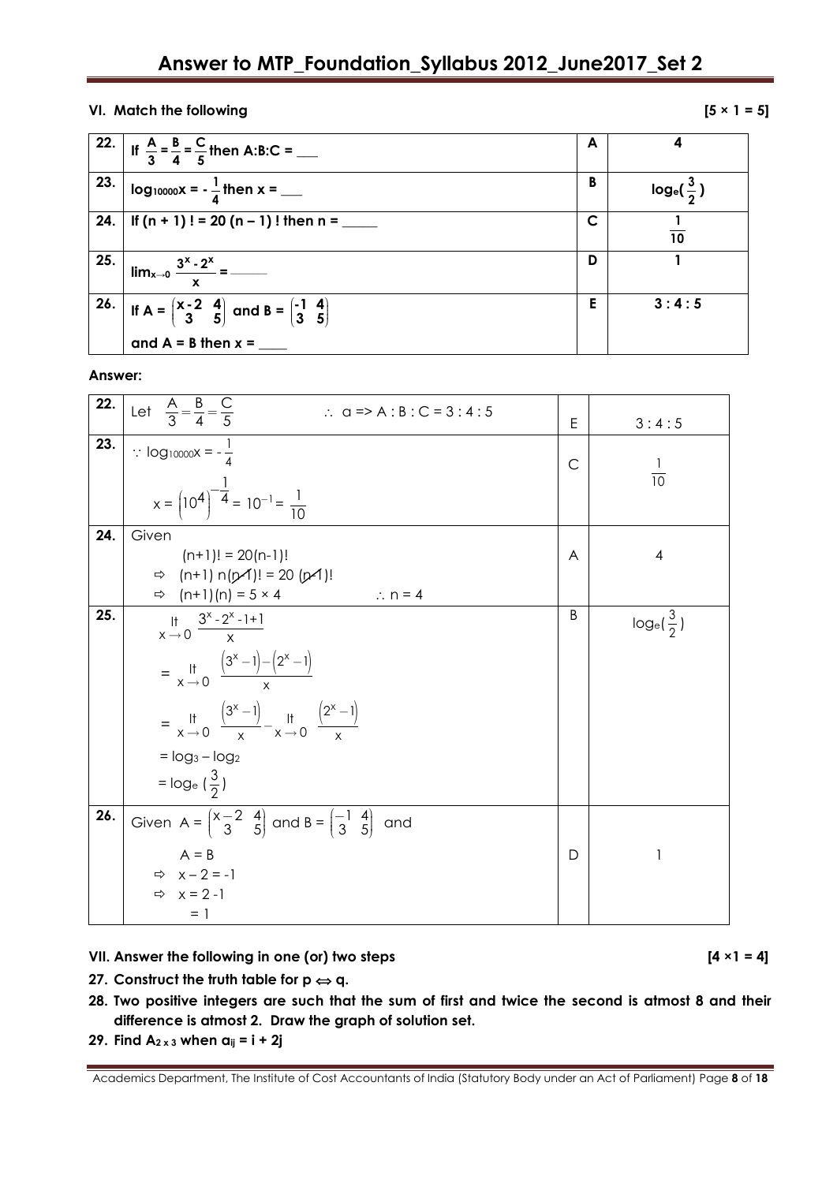### VI. Match the following **[5 × 1 = 5]**

| | | | |
|---|---|---|---|
| **22.** | If $\frac{A}{3} = \frac{B}{4} = \frac{C}{5}$ then A:B:C = ___ | **A** | **4** |
| **23.** | $\log_{10000} x = -\frac{1}{4}$ then x = ___ | **B** | $\log_e(\frac{3}{2})$ |
| **24.** | If (n + 1) ! = 20 (n – 1) ! then n = _____ | **C** | $\frac{1}{10}$ |
| **25.** | $\lim_{x \to 0} \frac{3^x - 2^x}{x} =$ _____ | **D** | **1** |
| **26.** | If A = $\begin{pmatrix} x-2 & 4 \\ 3 & 5 \end{pmatrix}$ and B = $\begin{pmatrix} -1 & 4 \\ 3 & 5 \end{pmatrix}$ and A = B then x = ____ | **E** | **3 : 4 : 5** |

**Answer:**

| | | | |
|---|---|---|---|
| **22.** | Let $\frac{A}{3} = \frac{B}{4} = \frac{C}{5}$ $\therefore$ a => A : B : C = 3 : 4 : 5 | E | 3 : 4 : 5 |
| **23.** | $\because \log_{10000} x = -\frac{1}{4}$ <br> $x = (10^4)^{-\frac{1}{4}} = 10^{-1} = \frac{1}{10}$ | C | $\frac{1}{10}$ |
| **24.** | Given <br> $(n+1)! = 20(n-1)!$ <br> $\Rightarrow$ $(n+1)\, n(n-1)! = 20\, (n-1)!$ <br> $\Rightarrow$ $(n+1)(n) = 5 \times 4$ $\therefore$ n = 4 | A | 4 |
| **25.** | $\lim_{x \to 0} \frac{3^x - 2^x - 1 + 1}{x}$ <br> $= \lim_{x \to 0} \frac{(3^x - 1) - (2^x - 1)}{x}$ <br> $= \lim_{x \to 0} \frac{(3^x - 1)}{x} - \lim_{x \to 0} \frac{(2^x - 1)}{x}$ <br> $= \log_3 - \log_2$ <br> $= \log_e(\frac{3}{2})$ | B | $\log_e(\frac{3}{2})$ |
| **26.** | Given A = $\begin{pmatrix} x-2 & 4 \\ 3 & 5 \end{pmatrix}$ and B = $\begin{pmatrix} -1 & 4 \\ 3 & 5 \end{pmatrix}$ and <br> A = B <br> $\Rightarrow$ x – 2 = -1 <br> $\Rightarrow$ x = 2 - 1 <br> = 1 | D | 1 |

### VII. Answer the following in one (or) two steps **[4 ×1 = 4]**

**27. Construct the truth table for $p \Leftrightarrow q$.**

**28. Two positive integers are such that the sum of first and twice the second is atmost 8 and their difference is atmost 2. Draw the graph of solution set.**

**29. Find $A_{2 \times 3}$ when $a_{ij} = i + 2j$**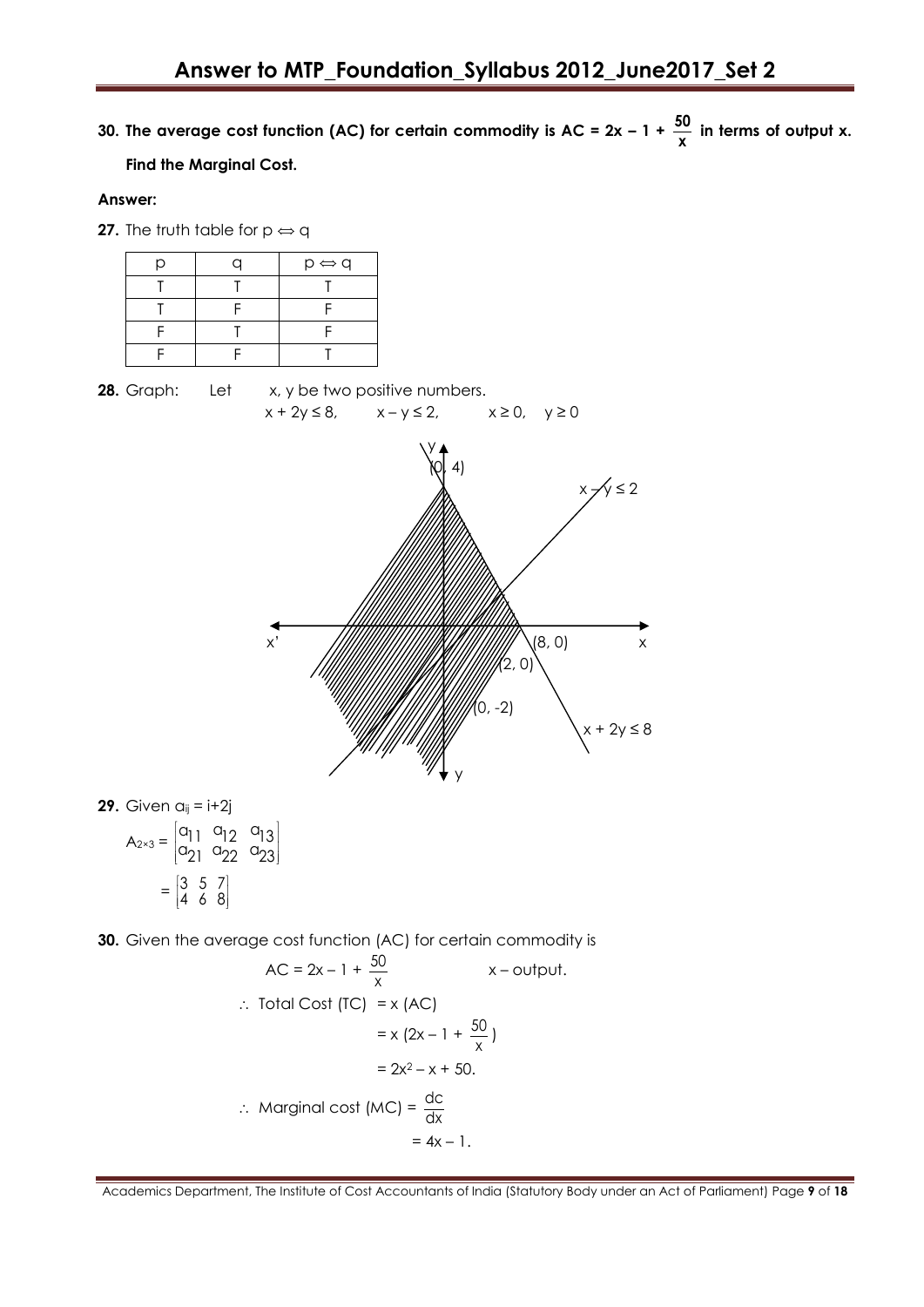**30. The average cost function (AC) for certain commodity is AC = $2x - 1 + \frac{50}{x}$ in terms of output x. Find the Marginal Cost.**

**Answer:**

**27.** The truth table for $p \Leftrightarrow q$

| p | q | $p \Leftrightarrow q$ |
|---|---|---|
| T | T | T |
| T | F | F |
| F | T | F |
| F | F | T |

**28.** Graph: Let x, y be two positive numbers.

$x + 2y \le 8, \quad x - y \le 2, \quad x \ge 0, \quad y \ge 0$

**29.** Given $a_{ij} = i+2j$

$$A_{2\times3} = \begin{bmatrix} a_{11} & a_{12} & a_{13} \\ a_{21} & a_{22} & a_{23} \end{bmatrix}$$

$$= \begin{bmatrix} 3 & 5 & 7 \\ 4 & 6 & 8 \end{bmatrix}$$

**30.** Given the average cost function (AC) for certain commodity is

$$AC = 2x - 1 + \frac{50}{x} \qquad x - \text{output.}$$

$$\therefore \text{ Total Cost (TC) } = x\,(AC)$$

$$= x\,(2x - 1 + \frac{50}{x})$$

$$= 2x^2 - x + 50.$$

$$\therefore \text{ Marginal cost (MC) } = \frac{dc}{dx}$$

$$= 4x - 1.$$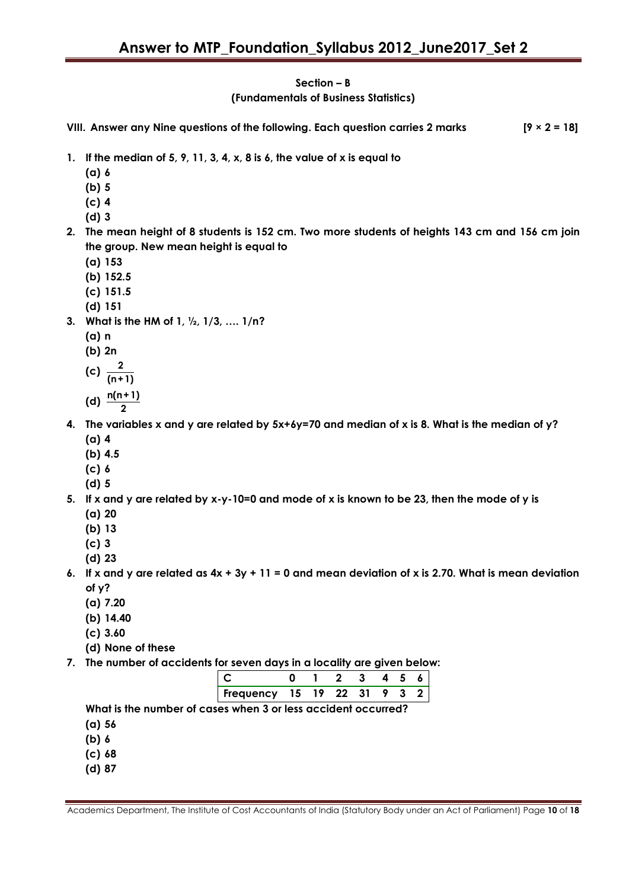## Section – B
### (Fundamentals of Business Statistics)

**VIII. Answer any Nine questions of the following. Each question carries 2 marks [9 × 2 = 18]**

**1. If the median of 5, 9, 11, 3, 4, x, 8 is 6, the value of x is equal to**
   - (a) 6
   - (b) 5
   - (c) 4
   - (d) 3

**2. The mean height of 8 students is 152 cm. Two more students of heights 143 cm and 156 cm join the group. New mean height is equal to**
   - (a) 153
   - (b) 152.5
   - (c) 151.5
   - (d) 151

**3. What is the HM of 1, ½, 1/3, …. 1/n?**
   - (a) n
   - (b) 2n
   - (c) $\frac{2}{(n+1)}$
   - (d) $\frac{n(n+1)}{2}$

**4. The variables x and y are related by 5x+6y=70 and median of x is 8. What is the median of y?**
   - (a) 4
   - (b) 4.5
   - (c) 6
   - (d) 5

**5. If x and y are related by x-y-10=0 and mode of x is known to be 23, then the mode of y is**
   - (a) 20
   - (b) 13
   - (c) 3
   - (d) 23

**6. If x and y are related as 4x + 3y + 11 = 0 and mean deviation of x is 2.70. What is mean deviation of y?**
   - (a) 7.20
   - (b) 14.40
   - (c) 3.60
   - (d) None of these

**7. The number of accidents for seven days in a locality are given below:**

| C | 0 | 1 | 2 | 3 | 4 | 5 | 6 |
|---|---|---|---|---|---|---|---|
| Frequency | 15 | 19 | 22 | 31 | 9 | 3 | 2 |

**What is the number of cases when 3 or less accident occurred?**
   - (a) 56
   - (b) 6
   - (c) 68
   - (d) 87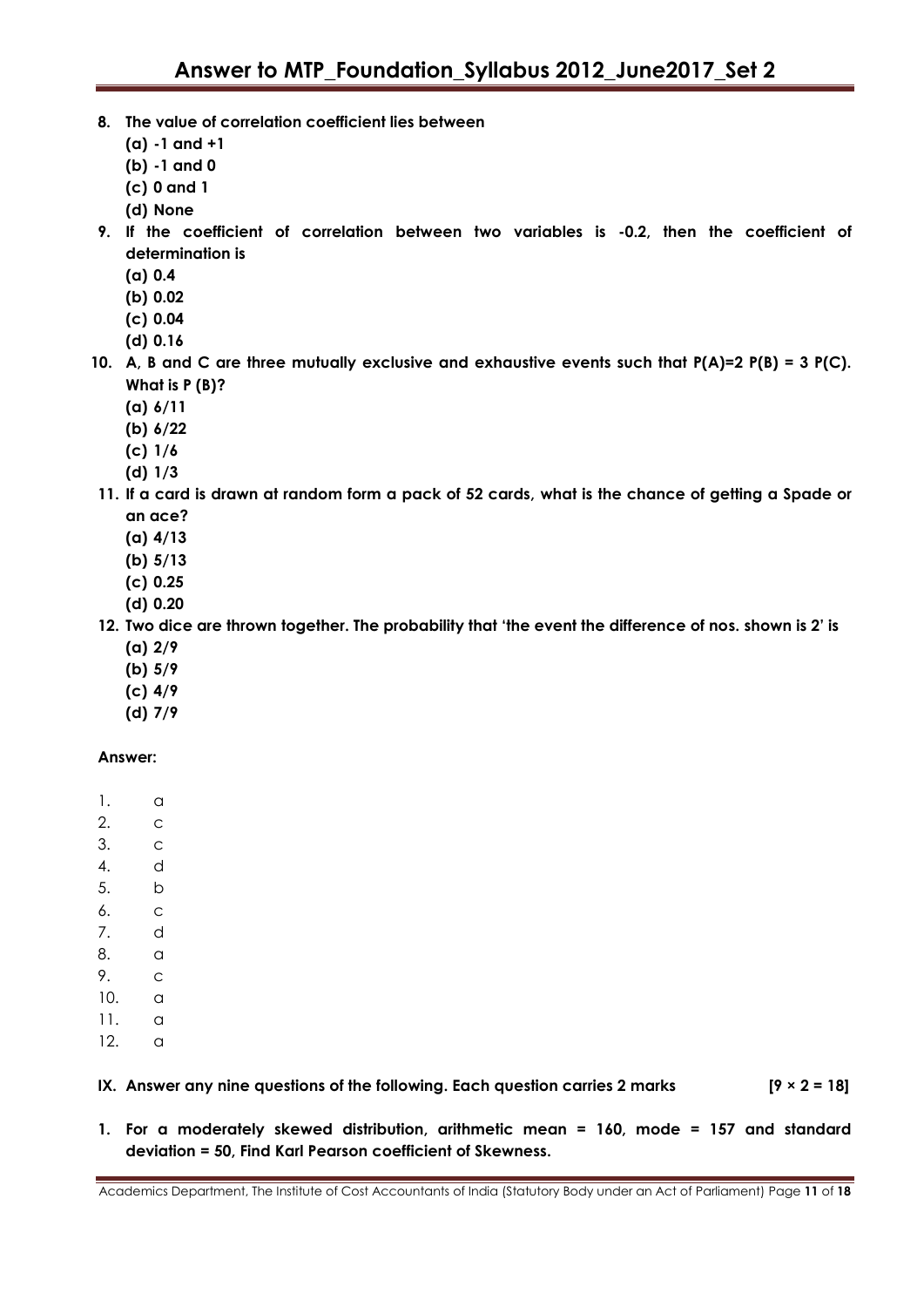**8. The value of correlation coefficient lies between**

**(a) -1 and +1**

**(b) -1 and 0**

**(c) 0 and 1**

**(d) None**

**9. If the coefficient of correlation between two variables is -0.2, then the coefficient of determination is**

**(a) 0.4**

**(b) 0.02**

**(c) 0.04**

**(d) 0.16**

**10. A, B and C are three mutually exclusive and exhaustive events such that P(A)=2 P(B) = 3 P(C). What is P (B)?**

**(a) 6/11**

**(b) 6/22**

**(c) 1/6**

**(d) 1/3**

**11. If a card is drawn at random form a pack of 52 cards, what is the chance of getting a Spade or an ace?**

**(a) 4/13**

**(b) 5/13**

**(c) 0.25**

**(d) 0.20**

**12. Two dice are thrown together. The probability that 'the event the difference of nos. shown is 2' is**

**(a) 2/9**

**(b) 5/9**

**(c) 4/9**

**(d) 7/9**

**Answer:**

1. a
2. c
3. c
4. d
5. b
6. c
7. d
8. a
9. c
10. a
11. a
12. a

**IX. Answer any nine questions of the following. Each question carries 2 marks [9 × 2 = 18]**

**1. For a moderately skewed distribution, arithmetic mean = 160, mode = 157 and standard deviation = 50, Find Karl Pearson coefficient of Skewness.**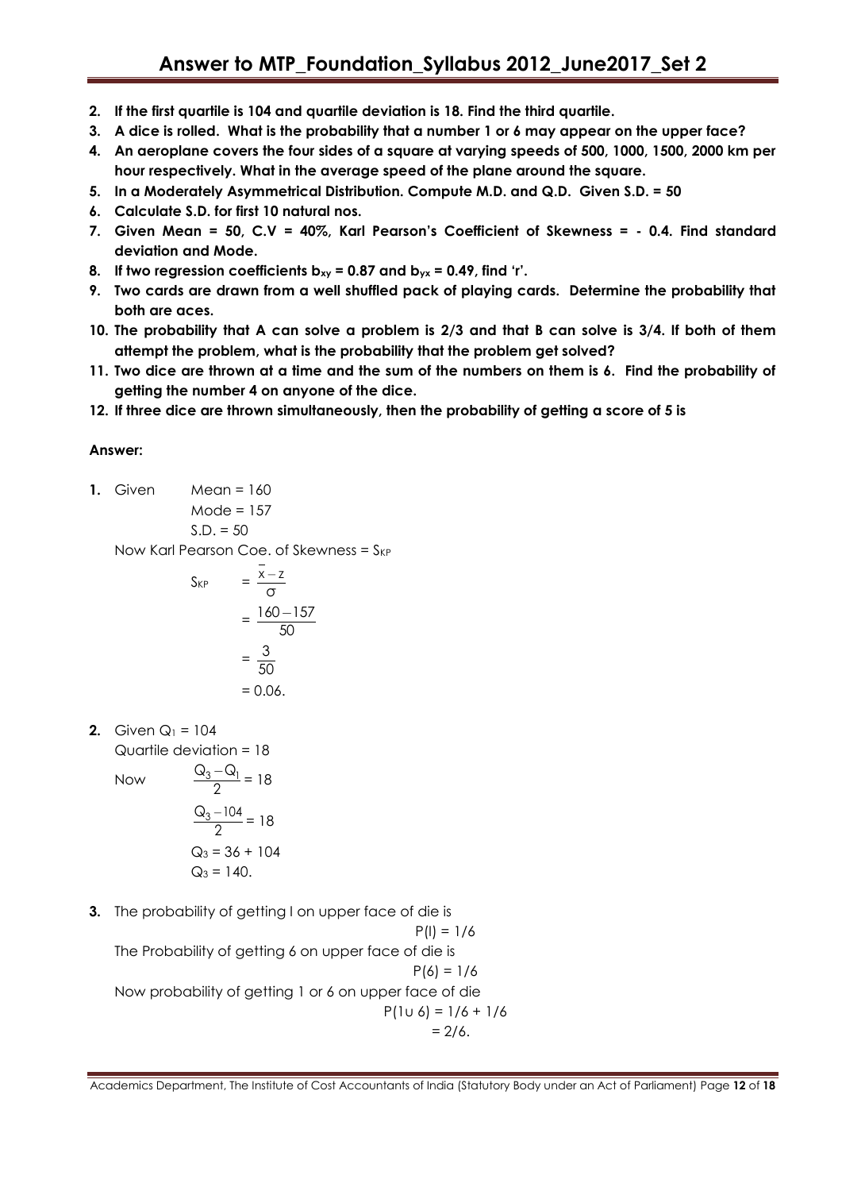2. **If the first quartile is 104 and quartile deviation is 18. Find the third quartile.**
3. **A dice is rolled. What is the probability that a number 1 or 6 may appear on the upper face?**
4. **An aeroplane covers the four sides of a square at varying speeds of 500, 1000, 1500, 2000 km per hour respectively. What in the average speed of the plane around the square.**
5. **In a Moderately Asymmetrical Distribution. Compute M.D. and Q.D. Given S.D. = 50**
6. **Calculate S.D. for first 10 natural nos.**
7. **Given Mean = 50, C.V = 40%, Karl Pearson's Coefficient of Skewness = - 0.4. Find standard deviation and Mode.**
8. **If two regression coefficients $b_{xy}$ = 0.87 and $b_{yx}$ = 0.49, find 'r'.**
9. **Two cards are drawn from a well shuffled pack of playing cards. Determine the probability that both are aces.**
10. **The probability that A can solve a problem is 2/3 and that B can solve is 3/4. If both of them attempt the problem, what is the probability that the problem get solved?**
11. **Two dice are thrown at a time and the sum of the numbers on them is 6. Find the probability of getting the number 4 on anyone of the dice.**
12. **If three dice are thrown simultaneously, then the probability of getting a score of 5 is**

**Answer:**

**1.** Given Mean = 160

Mode = 157

S.D. = 50

Now Karl Pearson Coe. of Skewness = $S_{KP}$

$$S_{KP} = \frac{\bar{x} - z}{\sigma}$$

$$= \frac{160 - 157}{50}$$

$$= \frac{3}{50}$$

$$= 0.06.$$

**2.** Given $Q_1$ = 104

Quartile deviation = 18

Now $$\frac{Q_3 - Q_1}{2} = 18$$

$$\frac{Q_3 - 104}{2} = 18$$

$$Q_3 = 36 + 104$$

$$Q_3 = 140.$$

**3.** The probability of getting I on upper face of die is

P(I) = 1/6

The Probability of getting 6 on upper face of die is

P(6) = 1/6

Now probability of getting 1 or 6 on upper face of die

$P(1 \cup 6)$ = 1/6 + 1/6

= 2/6.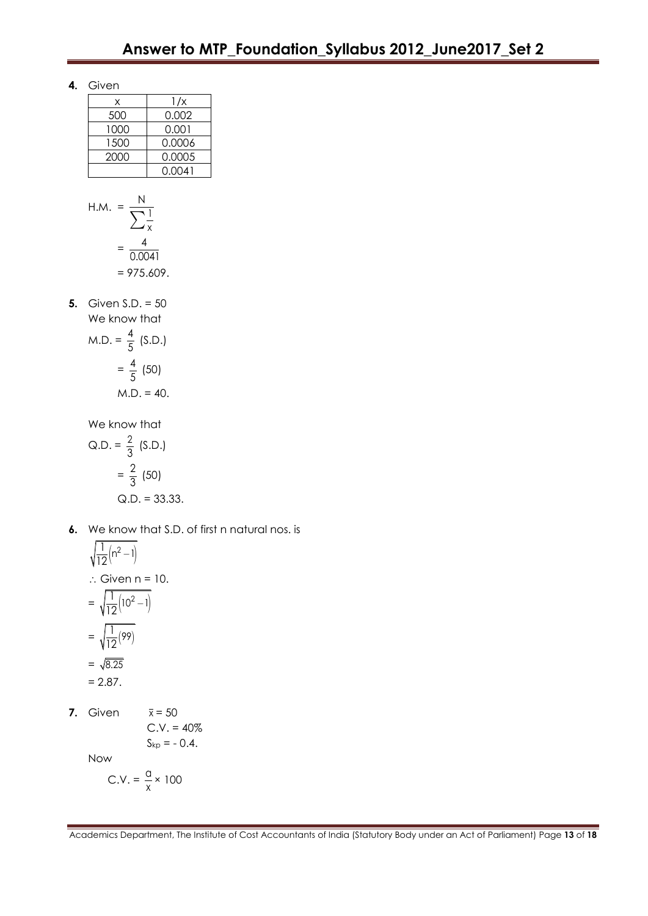**4.** Given

| x | 1/x |
|---|---|
| 500 | 0.002 |
| 1000 | 0.001 |
| 1500 | 0.0006 |
| 2000 | 0.0005 |
| | 0.0041 |

$$\text{H.M.} = \frac{N}{\sum \frac{1}{x}}$$

$$= \frac{4}{0.0041}$$

$$= 975.609.$$

**5.** Given S.D. = 50

We know that

$$\text{M.D.} = \frac{4}{5}\ (\text{S.D.})$$

$$= \frac{4}{5}\ (50)$$

$$\text{M.D.} = 40.$$

We know that

$$\text{Q.D.} = \frac{2}{3}\ (\text{S.D.})$$

$$= \frac{2}{3}\ (50)$$

$$\text{Q.D.} = 33.33.$$

**6.** We know that S.D. of first n natural nos. is

$$\sqrt{\frac{1}{12}\left(n^2 - 1\right)}$$

$\therefore$ Given n = 10.

$$= \sqrt{\frac{1}{12}\left(10^2 - 1\right)}$$

$$= \sqrt{\frac{1}{12}(99)}$$

$$= \sqrt{8.25}$$

$$= 2.87.$$

**7.** Given $\bar{x} = 50$

C.V. = 40%

$S_{kp} = -0.4.$

Now

$$\text{C.V.} = \frac{\sigma}{x} \times 100$$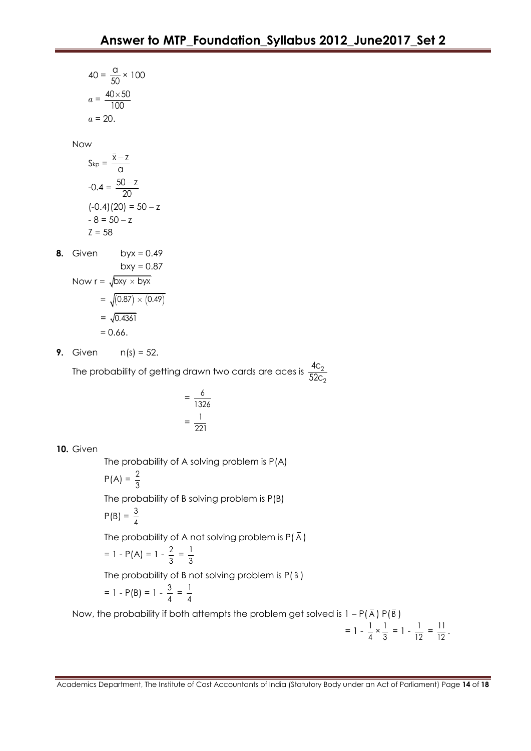$$40 = \frac{a}{50} \times 100$$

$$a = \frac{40 \times 50}{100}$$

$$a = 20.$$

Now

$$S_{kp} = \frac{\bar{x} - z}{a}$$

$$-0.4 = \frac{50 - z}{20}$$

$$(-0.4)(20) = 50 - z$$

$$-8 = 50 - z$$

$$Z = 58$$

**8.** Given $\quad byx = 0.49$

$\quad\quad\quad\quad bxy = 0.87$

Now $r = \sqrt{bxy \times byx}$

$$= \sqrt{(0.87) \times (0.49)}$$

$$= \sqrt{0.4361}$$

$$= 0.66.$$

**9.** Given $\quad n(s) = 52.$

The probability of getting drawn two cards are aces is $\frac{4C_2}{52C_2}$

$$= \frac{6}{1326}$$

$$= \frac{1}{221}$$

**10.** Given

The probability of A solving problem is P(A)

$P(A) = \frac{2}{3}$

The probability of B solving problem is P(B)

$P(B) = \frac{3}{4}$

The probability of A not solving problem is $P(\bar{A})$

$= 1 - P(A) = 1 - \frac{2}{3} = \frac{1}{3}$

The probability of B not solving problem is $P(\bar{B})$

$= 1 - P(B) = 1 - \frac{3}{4} = \frac{1}{4}$

Now, the probability if both attempts the problem get solved is $1 - P(\bar{A})\,P(\bar{B})$

$$= 1 - \frac{1}{4} \times \frac{1}{3} = 1 - \frac{1}{12} = \frac{11}{12}.$$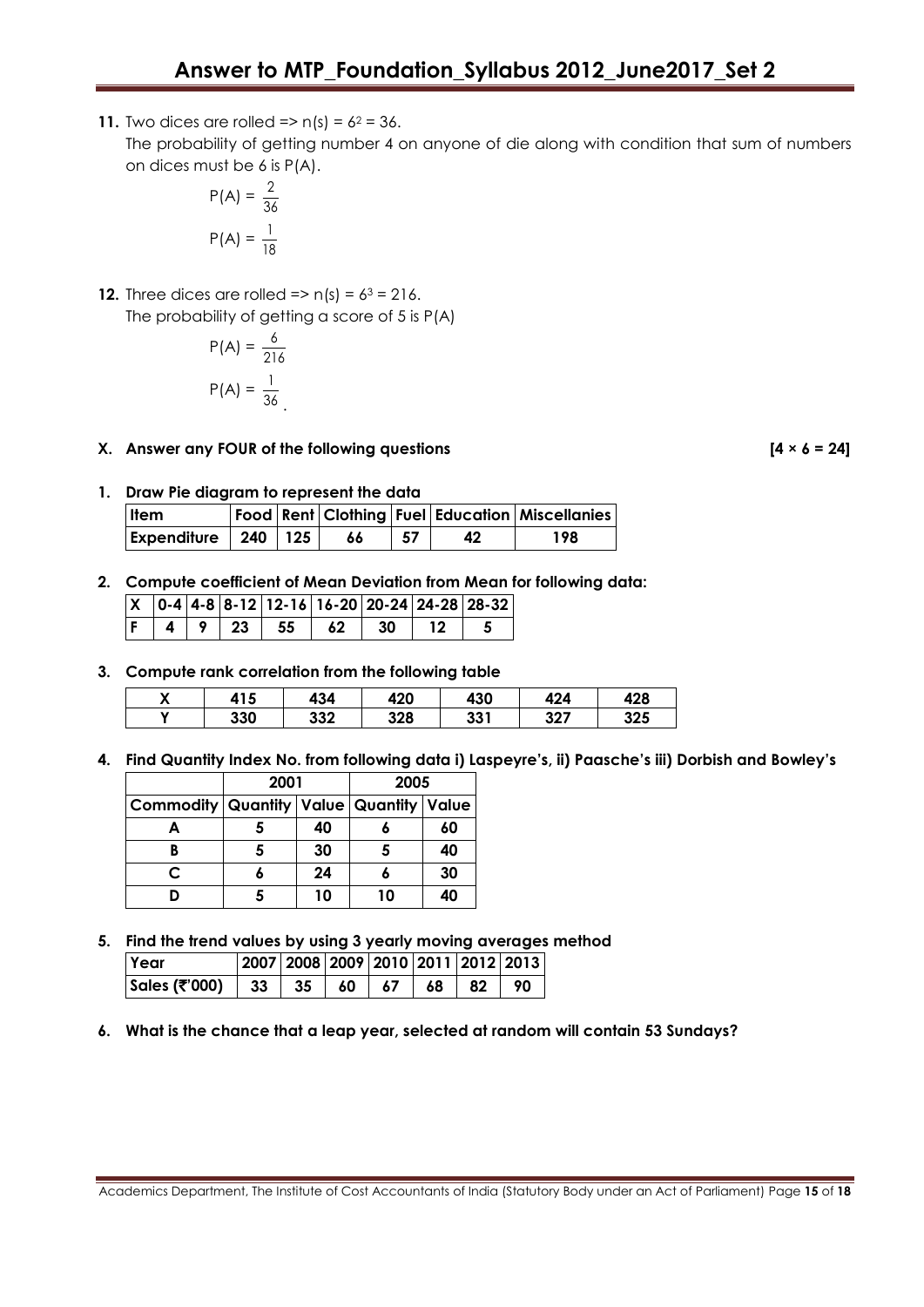**11.** Two dices are rolled => $n(s) = 6^2 = 36$.

The probability of getting number 4 on anyone of die along with condition that sum of numbers on dices must be 6 is P(A).

$$P(A) = \frac{2}{36}$$

$$P(A) = \frac{1}{18}$$

**12.** Three dices are rolled => $n(s) = 6^3 = 216$.

The probability of getting a score of 5 is P(A)

$$P(A) = \frac{6}{216}$$

$$P(A) = \frac{1}{36}.$$

### X. Answer any FOUR of the following questions [4 × 6 = 24]

**1. Draw Pie diagram to represent the data**

| Item | Food | Rent | Clothing | Fuel | Education | Miscellanies |
|---|---|---|---|---|---|---|
| Expenditure | 240 | 125 | 66 | 57 | 42 | 198 |

**2. Compute coefficient of Mean Deviation from Mean for following data:**

| X | 0-4 | 4-8 | 8-12 | 12-16 | 16-20 | 20-24 | 24-28 | 28-32 |
|---|---|---|---|---|---|---|---|---|
| F | 4 | 9 | 23 | 55 | 62 | 30 | 12 | 5 |

**3. Compute rank correlation from the following table**

| X | 415 | 434 | 420 | 430 | 424 | 428 |
|---|---|---|---|---|---|---|
| Y | 330 | 332 | 328 | 331 | 327 | 325 |

**4. Find Quantity Index No. from following data i) Laspeyre's, ii) Paasche's iii) Dorbish and Bowley's**

| | 2001 | | 2005 | |
|---|---|---|---|---|
| Commodity | Quantity | Value | Quantity | Value |
| A | 5 | 40 | 6 | 60 |
| B | 5 | 30 | 5 | 40 |
| C | 6 | 24 | 6 | 30 |
| D | 5 | 10 | 10 | 40 |

**5. Find the trend values by using 3 yearly moving averages method**

| Year | 2007 | 2008 | 2009 | 2010 | 2011 | 2012 | 2013 |
|---|---|---|---|---|---|---|---|
| Sales (₹'000) | 33 | 35 | 60 | 67 | 68 | 82 | 90 |

**6. What is the chance that a leap year, selected at random will contain 53 Sundays?**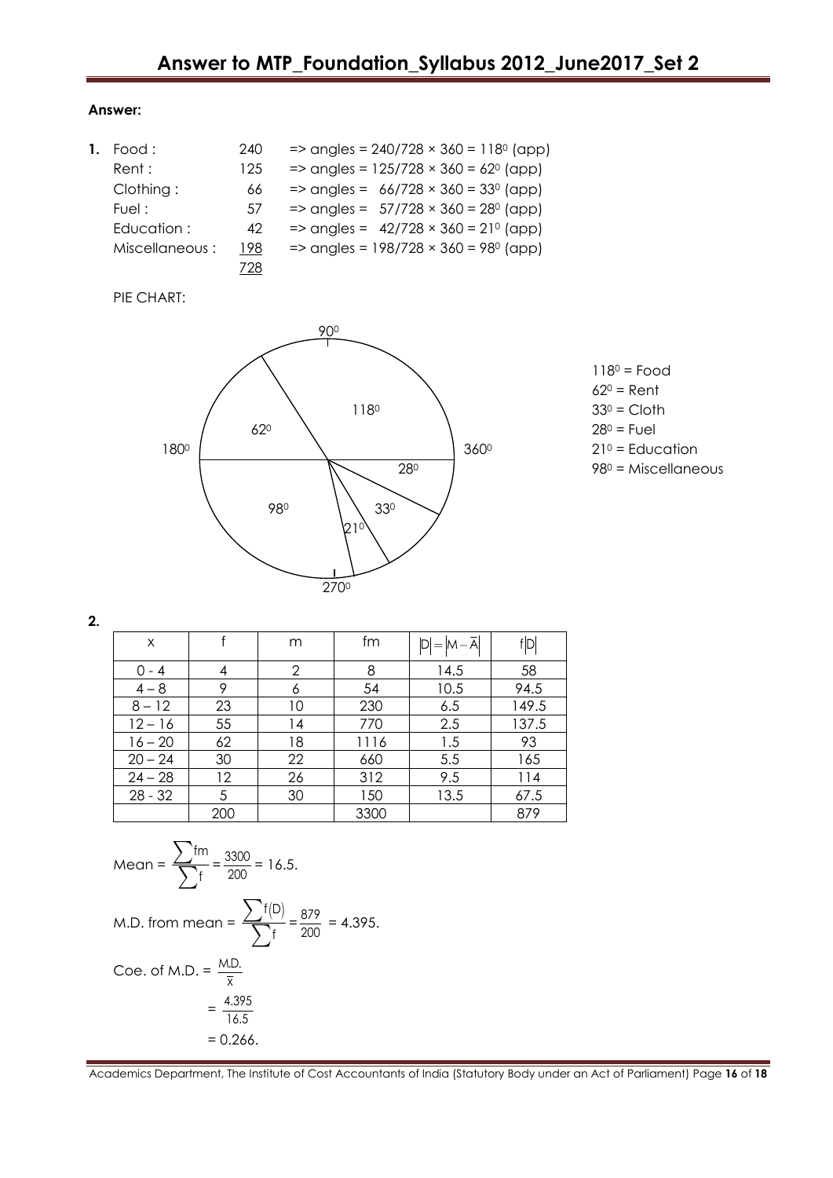**Answer:**

1. Food : 240 => angles = 240/728 × 360 = $118^0$ (app)
   Rent : 125 => angles = 125/728 × 360 = $62^0$ (app)
   Clothing : 66 => angles = 66/728 × 360 = $33^0$ (app)
   Fuel : 57 => angles = 57/728 × 360 = $28^0$ (app)
   Education : 42 => angles = 42/728 × 360 = $21^0$ (app)
   Miscellaneous : 198 => angles = 198/728 × 360 = $98^0$ (app)
   728

   PIE CHART:

   $90^0$, $180^0$, $270^0$, $360^0$

   $118^0$ = Food
   $62^0$ = Rent
   $33^0$ = Cloth
   $28^0$ = Fuel
   $21^0$ = Education
   $98^0$ = Miscellaneous

2.

| x | f | m | fm | $\lvert D\rvert = \lvert M - \bar{A}\rvert$ | $f\lvert D\rvert$ |
|---|---|---|---|---|---|
| 0 - 4 | 4 | 2 | 8 | 14.5 | 58 |
| 4 – 8 | 9 | 6 | 54 | 10.5 | 94.5 |
| 8 – 12 | 23 | 10 | 230 | 6.5 | 149.5 |
| 12 – 16 | 55 | 14 | 770 | 2.5 | 137.5 |
| 16 – 20 | 62 | 18 | 1116 | 1.5 | 93 |
| 20 – 24 | 30 | 22 | 660 | 5.5 | 165 |
| 24 – 28 | 12 | 26 | 312 | 9.5 | 114 |
| 28 - 32 | 5 | 30 | 150 | 13.5 | 67.5 |
| | 200 | | 3300 | | 879 |

Mean = $\dfrac{\sum fm}{\sum f} = \dfrac{3300}{200} = 16.5.$

M.D. from mean = $\dfrac{\sum f(D)}{\sum f} = \dfrac{879}{200} = 4.395.$

Coe. of M.D. = $\dfrac{M.D.}{\bar{x}}$

$= \dfrac{4.395}{16.5}$

$= 0.266.$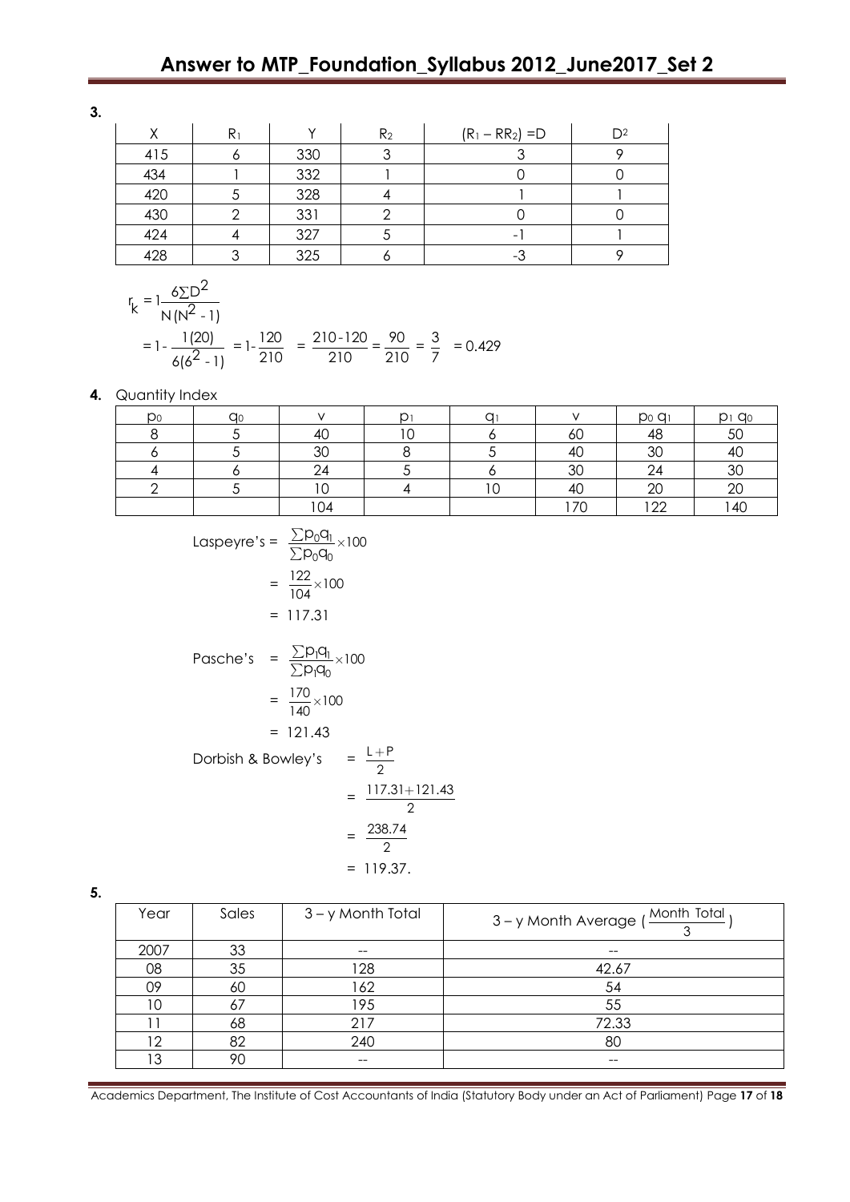**3.**

| X | $R_1$ | Y | $R_2$ | $(R_1 – RR_2)$ =D | $D^2$ |
|---|---|---|---|---|---|
| 415 | 6 | 330 | 3 | 3 | 9 |
| 434 | 1 | 332 | 1 | 0 | 0 |
| 420 | 5 | 328 | 4 | 1 | 1 |
| 430 | 2 | 331 | 2 | 0 | 0 |
| 424 | 4 | 327 | 5 | -1 | 1 |
| 428 | 3 | 325 | 6 | -3 | 9 |

$$r_k = 1\frac{6\sum D^2}{N(N^2 - 1)}$$

$$= 1 - \frac{1(20)}{6(6^2 - 1)} = 1 - \frac{120}{210} = \frac{210 - 120}{210} = \frac{90}{210} = \frac{3}{7} = 0.429$$

**4.** Quantity Index

| $p_0$ | $q_0$ | v | $p_1$ | $q_1$ | v | $p_0\ q_1$ | $p_1\ q_0$ |
|---|---|---|---|---|---|---|---|
| 8 | 5 | 40 | 10 | 6 | 60 | 48 | 50 |
| 6 | 5 | 30 | 8 | 5 | 40 | 30 | 40 |
| 4 | 6 | 24 | 5 | 6 | 30 | 24 | 30 |
| 2 | 5 | 10 | 4 | 10 | 40 | 20 | 20 |
| | | 104 | | | 170 | 122 | 140 |

$$\text{Laspeyre's} = \frac{\sum p_0q_1}{\sum p_0q_0} \times 100$$

$$= \frac{122}{104} \times 100$$

$$= 117.31$$

$$\text{Pasche's} = \frac{\sum p_1q_1}{\sum p_1q_0} \times 100$$

$$= \frac{170}{140} \times 100$$

$$= 121.43$$

$$\text{Dorbish \& Bowley's} = \frac{L + P}{2}$$

$$= \frac{117.31 + 121.43}{2}$$

$$= \frac{238.74}{2}$$

$$= 119.37.$$

**5.**

| Year | Sales | 3 – y Month Total | 3 – y Month Average ( $\frac{\text{Month Total}}{3}$ ) |
|---|---|---|---|
| 2007 | 33 | -- | -- |
| 08 | 35 | 128 | 42.67 |
| 09 | 60 | 162 | 54 |
| 10 | 67 | 195 | 55 |
| 11 | 68 | 217 | 72.33 |
| 12 | 82 | 240 | 80 |
| 13 | 90 | -- | -- |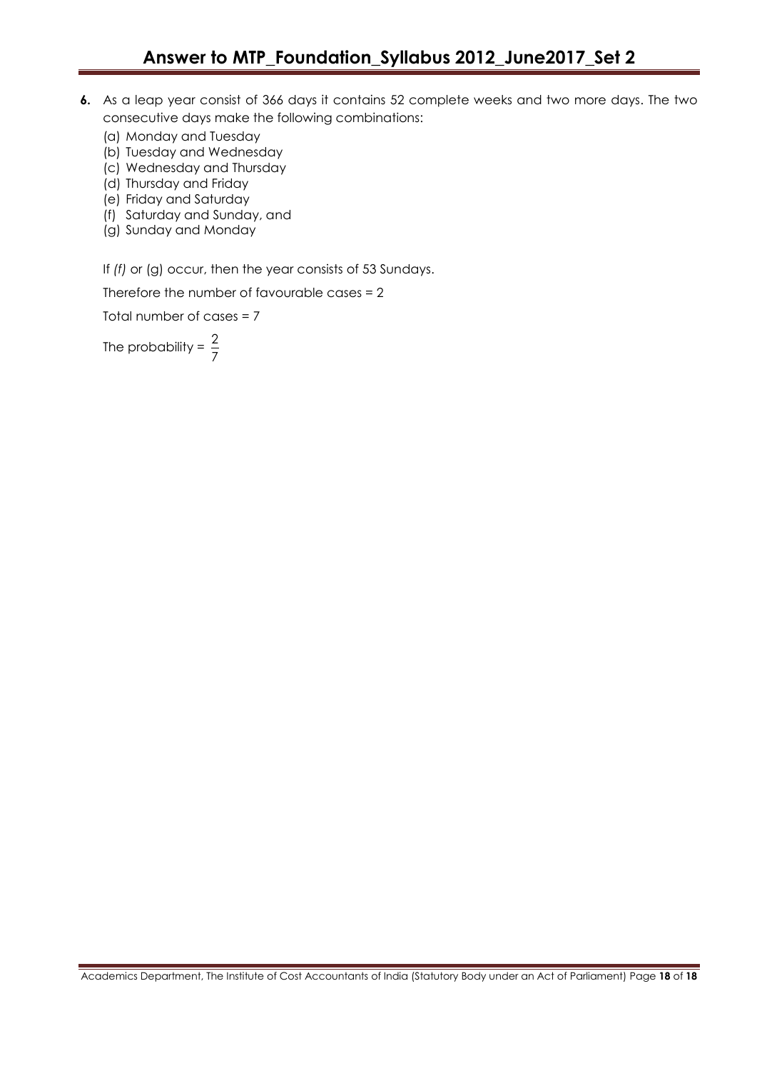**6.** As a leap year consist of 366 days it contains 52 complete weeks and two more days. The two consecutive days make the following combinations:

(a) Monday and Tuesday
(b) Tuesday and Wednesday
(c) Wednesday and Thursday
(d) Thursday and Friday
(e) Friday and Saturday
(f) Saturday and Sunday, and
(g) Sunday and Monday

If *(f)* or (g) occur, then the year consists of 53 Sundays.

Therefore the number of favourable cases = 2

Total number of cases = 7

The probability = $\frac{2}{7}$